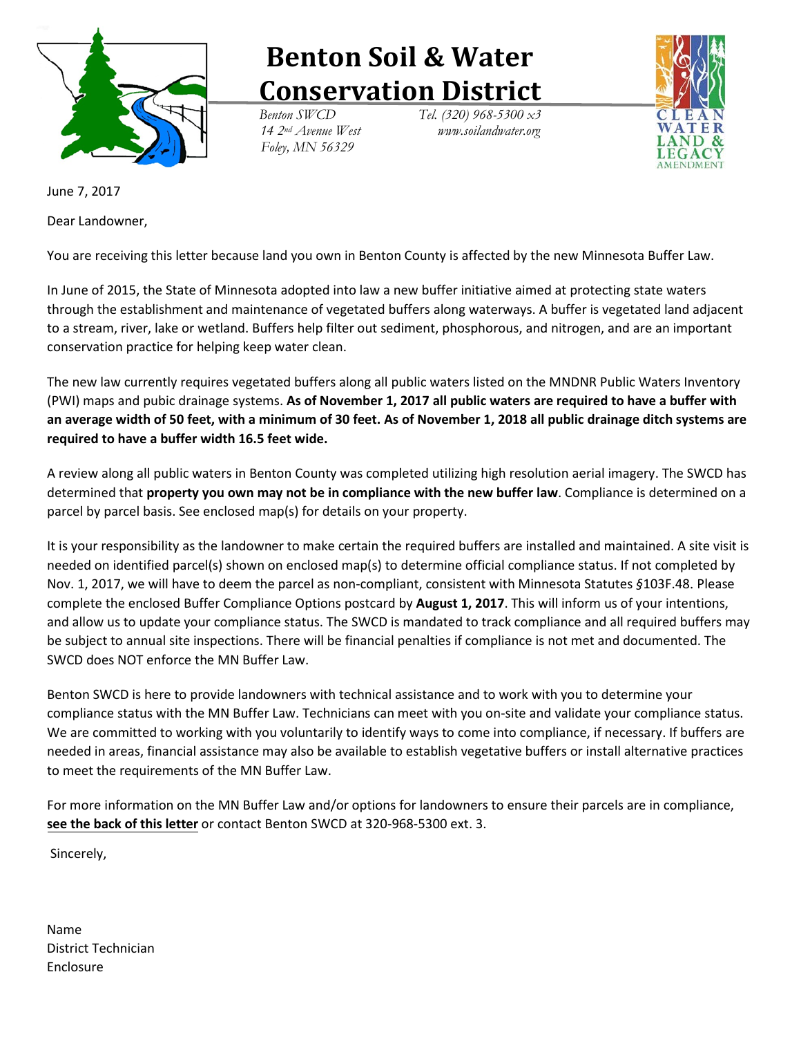# Benton Soil & Water Conservation District

*Benton SWCD*
*14 2nd Avenue West*
*Foley, MN 56329*

*Tel. (320) 968-5300 x3*
*www.soilandwater.org*

CLEAN WATER LAND & LEGACY AMENDMENT

June 7, 2017

Dear Landowner,

You are receiving this letter because land you own in Benton County is affected by the new Minnesota Buffer Law.

In June of 2015, the State of Minnesota adopted into law a new buffer initiative aimed at protecting state waters through the establishment and maintenance of vegetated buffers along waterways. A buffer is vegetated land adjacent to a stream, river, lake or wetland. Buffers help filter out sediment, phosphorous, and nitrogen, and are an important conservation practice for helping keep water clean.

The new law currently requires vegetated buffers along all public waters listed on the MNDNR Public Waters Inventory (PWI) maps and pubic drainage systems. **As of November 1, 2017 all public waters are required to have a buffer with an average width of 50 feet, with a minimum of 30 feet. As of November 1, 2018 all public drainage ditch systems are required to have a buffer width 16.5 feet wide.**

A review along all public waters in Benton County was completed utilizing high resolution aerial imagery. The SWCD has determined that **property you own may not be in compliance with the new buffer law**. Compliance is determined on a parcel by parcel basis. See enclosed map(s) for details on your property.

It is your responsibility as the landowner to make certain the required buffers are installed and maintained. A site visit is needed on identified parcel(s) shown on enclosed map(s) to determine official compliance status. If not completed by Nov. 1, 2017, we will have to deem the parcel as non-compliant, consistent with Minnesota Statutes §103F.48. Please complete the enclosed Buffer Compliance Options postcard by **August 1, 2017**. This will inform us of your intentions, and allow us to update your compliance status. The SWCD is mandated to track compliance and all required buffers may be subject to annual site inspections. There will be financial penalties if compliance is not met and documented. The SWCD does NOT enforce the MN Buffer Law.

Benton SWCD is here to provide landowners with technical assistance and to work with you to determine your compliance status with the MN Buffer Law. Technicians can meet with you on-site and validate your compliance status. We are committed to working with you voluntarily to identify ways to come into compliance, if necessary. If buffers are needed in areas, financial assistance may also be available to establish vegetative buffers or install alternative practices to meet the requirements of the MN Buffer Law.

For more information on the MN Buffer Law and/or options for landowners to ensure their parcels are in compliance, **see the back of this letter** or contact Benton SWCD at 320-968-5300 ext. 3.

Sincerely,

Name
District Technician
Enclosure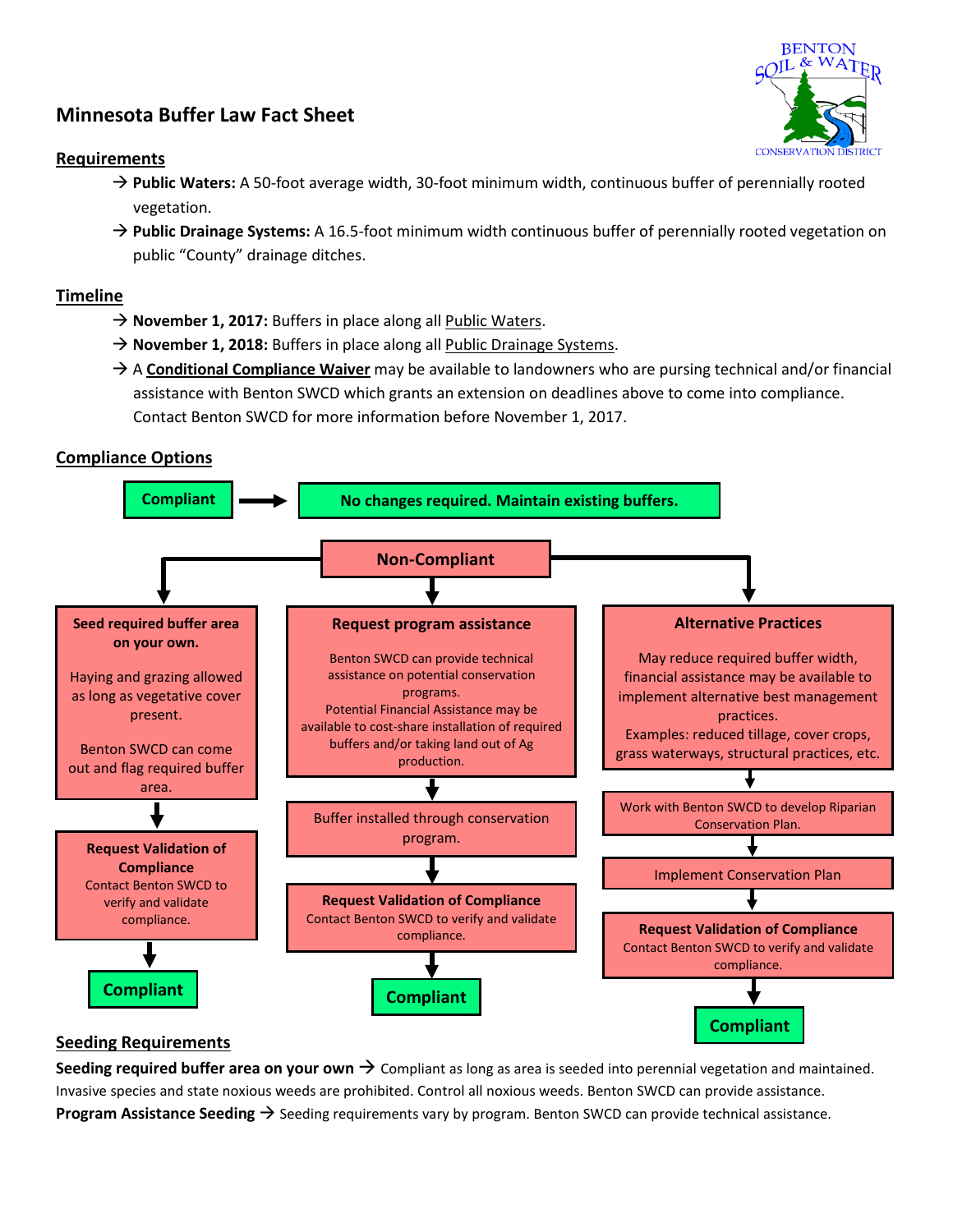# Minnesota Buffer Law Fact Sheet

BENTON SOIL & WATER CONSERVATION DISTRICT

## Requirements

→ **Public Waters:** A 50-foot average width, 30-foot minimum width, continuous buffer of perennially rooted vegetation.

→ **Public Drainage Systems:** A 16.5-foot minimum width continuous buffer of perennially rooted vegetation on public "County" drainage ditches.

## Timeline

→ **November 1, 2017:** Buffers in place along all Public Waters.

→ **November 1, 2018:** Buffers in place along all Public Drainage Systems.

→ A **Conditional Compliance Waiver** may be available to landowners who are pursing technical and/or financial assistance with Benton SWCD which grants an extension on deadlines above to come into compliance. Contact Benton SWCD for more information before November 1, 2017.

## Compliance Options

**Compliant** → **No changes required. Maintain existing buffers.**

**Non-Compliant**

**Seed required buffer area on your own.**
Haying and grazing allowed as long as vegetative cover present.
Benton SWCD can come out and flag required buffer area.
↓
**Request Validation of Compliance**
Contact Benton SWCD to verify and validate compliance.
↓
**Compliant**

**Request program assistance**
Benton SWCD can provide technical assistance on potential conservation programs.
Potential Financial Assistance may be available to cost-share installation of required buffers and/or taking land out of Ag production.
↓
Buffer installed through conservation program.
↓
**Request Validation of Compliance**
Contact Benton SWCD to verify and validate compliance.
↓
**Compliant**

**Alternative Practices**
May reduce required buffer width, financial assistance may be available to implement alternative best management practices.
Examples: reduced tillage, cover crops, grass waterways, structural practices, etc.
↓
Work with Benton SWCD to develop Riparian Conservation Plan.
↓
Implement Conservation Plan
↓
**Request Validation of Compliance**
Contact Benton SWCD to verify and validate compliance.
↓
**Compliant**

## Seeding Requirements

**Seeding required buffer area on your own** → Compliant as long as area is seeded into perennial vegetation and maintained. Invasive species and state noxious weeds are prohibited. Control all noxious weeds. Benton SWCD can provide assistance.

**Program Assistance Seeding** → Seeding requirements vary by program. Benton SWCD can provide technical assistance.